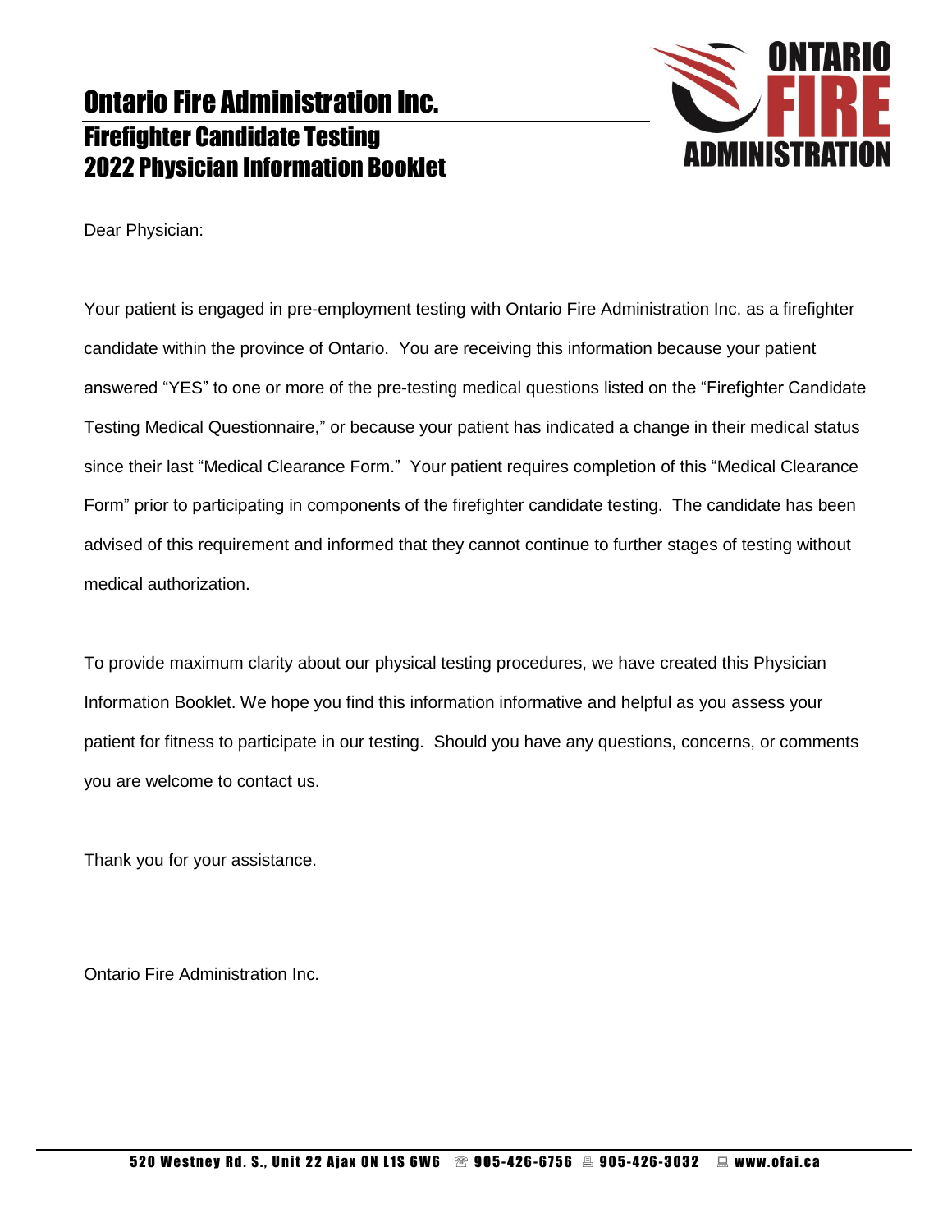# Ontario Fire Administration Inc.

## Firefighter Candidate Testing
## 2022 Physician Information Booklet

Dear Physician:

Your patient is engaged in pre-employment testing with Ontario Fire Administration Inc. as a firefighter candidate within the province of Ontario. You are receiving this information because your patient answered "YES" to one or more of the pre-testing medical questions listed on the "Firefighter Candidate Testing Medical Questionnaire," or because your patient has indicated a change in their medical status since their last "Medical Clearance Form." Your patient requires completion of this "Medical Clearance Form" prior to participating in components of the firefighter candidate testing. The candidate has been advised of this requirement and informed that they cannot continue to further stages of testing without medical authorization.

To provide maximum clarity about our physical testing procedures, we have created this Physician Information Booklet. We hope you find this information informative and helpful as you assess your patient for fitness to participate in our testing. Should you have any questions, concerns, or comments you are welcome to contact us.

Thank you for your assistance.

Ontario Fire Administration Inc.

520 Westney Rd. S., Unit 22 Ajax ON L1S 6W6 ☎ 905-426-6756 🖷 905-426-3032 💻 www.ofai.ca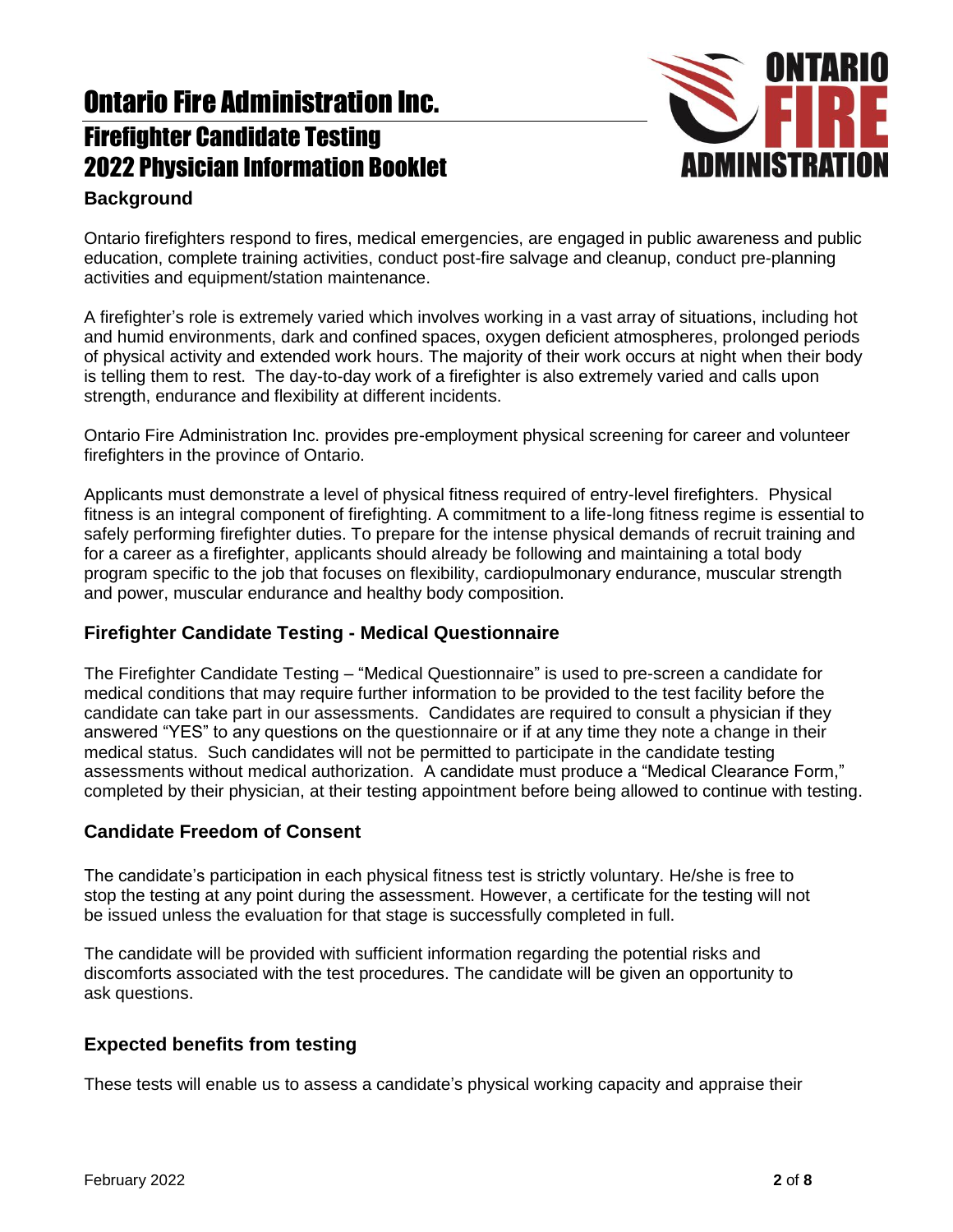# Ontario Fire Administration Inc.

## Firefighter Candidate Testing
## 2022 Physician Information Booklet

### Background

Ontario firefighters respond to fires, medical emergencies, are engaged in public awareness and public education, complete training activities, conduct post-fire salvage and cleanup, conduct pre-planning activities and equipment/station maintenance.

A firefighter's role is extremely varied which involves working in a vast array of situations, including hot and humid environments, dark and confined spaces, oxygen deficient atmospheres, prolonged periods of physical activity and extended work hours. The majority of their work occurs at night when their body is telling them to rest. The day-to-day work of a firefighter is also extremely varied and calls upon strength, endurance and flexibility at different incidents.

Ontario Fire Administration Inc. provides pre-employment physical screening for career and volunteer firefighters in the province of Ontario.

Applicants must demonstrate a level of physical fitness required of entry-level firefighters. Physical fitness is an integral component of firefighting. A commitment to a life-long fitness regime is essential to safely performing firefighter duties. To prepare for the intense physical demands of recruit training and for a career as a firefighter, applicants should already be following and maintaining a total body program specific to the job that focuses on flexibility, cardiopulmonary endurance, muscular strength and power, muscular endurance and healthy body composition.

### Firefighter Candidate Testing - Medical Questionnaire

The Firefighter Candidate Testing – "Medical Questionnaire" is used to pre-screen a candidate for medical conditions that may require further information to be provided to the test facility before the candidate can take part in our assessments. Candidates are required to consult a physician if they answered "YES" to any questions on the questionnaire or if at any time they note a change in their medical status. Such candidates will not be permitted to participate in the candidate testing assessments without medical authorization. A candidate must produce a "Medical Clearance Form," completed by their physician, at their testing appointment before being allowed to continue with testing.

### Candidate Freedom of Consent

The candidate's participation in each physical fitness test is strictly voluntary. He/she is free to stop the testing at any point during the assessment. However, a certificate for the testing will not be issued unless the evaluation for that stage is successfully completed in full.

The candidate will be provided with sufficient information regarding the potential risks and discomforts associated with the test procedures. The candidate will be given an opportunity to ask questions.

### Expected benefits from testing

These tests will enable us to assess a candidate's physical working capacity and appraise their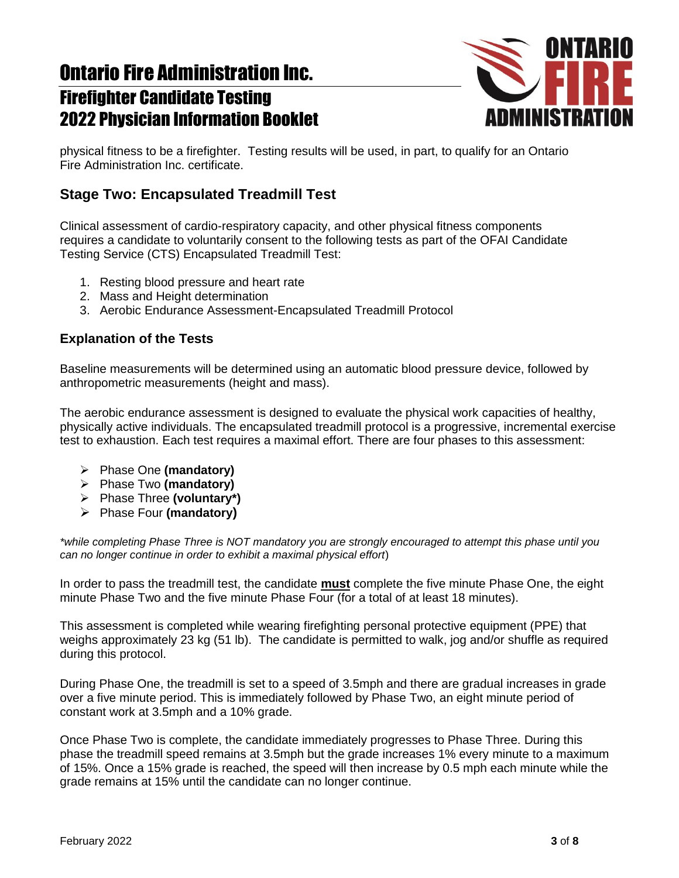physical fitness to be a firefighter. Testing results will be used, in part, to qualify for an Ontario Fire Administration Inc. certificate.

## Stage Two: Encapsulated Treadmill Test

Clinical assessment of cardio-respiratory capacity, and other physical fitness components requires a candidate to voluntarily consent to the following tests as part of the OFAI Candidate Testing Service (CTS) Encapsulated Treadmill Test:

1. Resting blood pressure and heart rate
2. Mass and Height determination
3. Aerobic Endurance Assessment-Encapsulated Treadmill Protocol

### Explanation of the Tests

Baseline measurements will be determined using an automatic blood pressure device, followed by anthropometric measurements (height and mass).

The aerobic endurance assessment is designed to evaluate the physical work capacities of healthy, physically active individuals. The encapsulated treadmill protocol is a progressive, incremental exercise test to exhaustion. Each test requires a maximal effort. There are four phases to this assessment:

- Phase One **(mandatory)**
- Phase Two **(mandatory)**
- Phase Three **(voluntary*)**
- Phase Four **(mandatory)**

*\*while completing Phase Three is NOT mandatory you are strongly encouraged to attempt this phase until you can no longer continue in order to exhibit a maximal physical effort*)

In order to pass the treadmill test, the candidate **must** complete the five minute Phase One, the eight minute Phase Two and the five minute Phase Four (for a total of at least 18 minutes).

This assessment is completed while wearing firefighting personal protective equipment (PPE) that weighs approximately 23 kg (51 lb). The candidate is permitted to walk, jog and/or shuffle as required during this protocol.

During Phase One, the treadmill is set to a speed of 3.5mph and there are gradual increases in grade over a five minute period. This is immediately followed by Phase Two, an eight minute period of constant work at 3.5mph and a 10% grade.

Once Phase Two is complete, the candidate immediately progresses to Phase Three. During this phase the treadmill speed remains at 3.5mph but the grade increases 1% every minute to a maximum of 15%. Once a 15% grade is reached, the speed will then increase by 0.5 mph each minute while the grade remains at 15% until the candidate can no longer continue.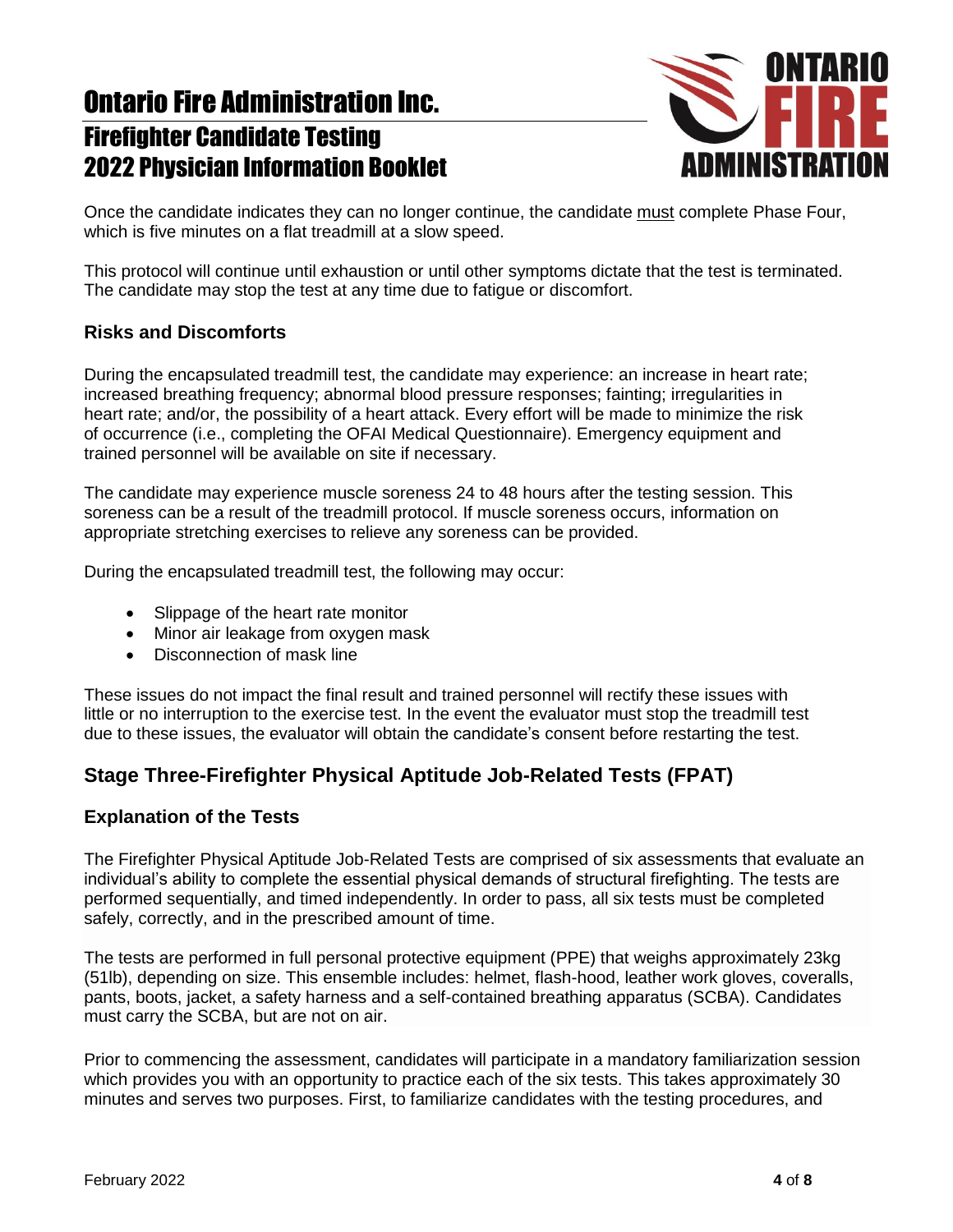Once the candidate indicates they can no longer continue, the candidate must complete Phase Four, which is five minutes on a flat treadmill at a slow speed.

This protocol will continue until exhaustion or until other symptoms dictate that the test is terminated. The candidate may stop the test at any time due to fatigue or discomfort.

### Risks and Discomforts

During the encapsulated treadmill test, the candidate may experience: an increase in heart rate; increased breathing frequency; abnormal blood pressure responses; fainting; irregularities in heart rate; and/or, the possibility of a heart attack. Every effort will be made to minimize the risk of occurrence (i.e., completing the OFAI Medical Questionnaire). Emergency equipment and trained personnel will be available on site if necessary.

The candidate may experience muscle soreness 24 to 48 hours after the testing session. This soreness can be a result of the treadmill protocol. If muscle soreness occurs, information on appropriate stretching exercises to relieve any soreness can be provided.

During the encapsulated treadmill test, the following may occur:

- Slippage of the heart rate monitor
- Minor air leakage from oxygen mask
- Disconnection of mask line

These issues do not impact the final result and trained personnel will rectify these issues with little or no interruption to the exercise test. In the event the evaluator must stop the treadmill test due to these issues, the evaluator will obtain the candidate's consent before restarting the test.

## Stage Three-Firefighter Physical Aptitude Job-Related Tests (FPAT)

### Explanation of the Tests

The Firefighter Physical Aptitude Job-Related Tests are comprised of six assessments that evaluate an individual's ability to complete the essential physical demands of structural firefighting. The tests are performed sequentially, and timed independently. In order to pass, all six tests must be completed safely, correctly, and in the prescribed amount of time.

The tests are performed in full personal protective equipment (PPE) that weighs approximately 23kg (51lb), depending on size. This ensemble includes: helmet, flash-hood, leather work gloves, coveralls, pants, boots, jacket, a safety harness and a self-contained breathing apparatus (SCBA). Candidates must carry the SCBA, but are not on air.

Prior to commencing the assessment, candidates will participate in a mandatory familiarization session which provides you with an opportunity to practice each of the six tests. This takes approximately 30 minutes and serves two purposes. First, to familiarize candidates with the testing procedures, and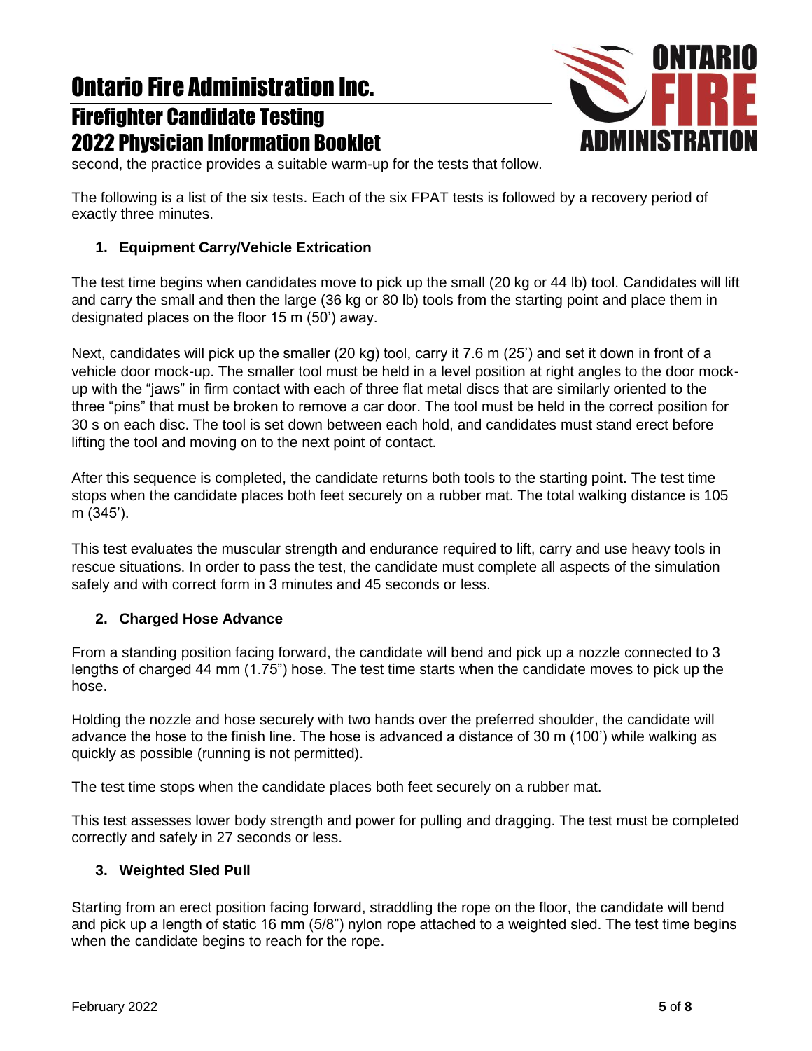second, the practice provides a suitable warm-up for the tests that follow.

The following is a list of the six tests. Each of the six FPAT tests is followed by a recovery period of exactly three minutes.

### 1. Equipment Carry/Vehicle Extrication

The test time begins when candidates move to pick up the small (20 kg or 44 lb) tool. Candidates will lift and carry the small and then the large (36 kg or 80 lb) tools from the starting point and place them in designated places on the floor 15 m (50') away.

Next, candidates will pick up the smaller (20 kg) tool, carry it 7.6 m (25') and set it down in front of a vehicle door mock-up. The smaller tool must be held in a level position at right angles to the door mock-up with the "jaws" in firm contact with each of three flat metal discs that are similarly oriented to the three "pins" that must be broken to remove a car door. The tool must be held in the correct position for 30 s on each disc. The tool is set down between each hold, and candidates must stand erect before lifting the tool and moving on to the next point of contact.

After this sequence is completed, the candidate returns both tools to the starting point. The test time stops when the candidate places both feet securely on a rubber mat. The total walking distance is 105 m (345').

This test evaluates the muscular strength and endurance required to lift, carry and use heavy tools in rescue situations. In order to pass the test, the candidate must complete all aspects of the simulation safely and with correct form in 3 minutes and 45 seconds or less.

### 2. Charged Hose Advance

From a standing position facing forward, the candidate will bend and pick up a nozzle connected to 3 lengths of charged 44 mm (1.75") hose. The test time starts when the candidate moves to pick up the hose.

Holding the nozzle and hose securely with two hands over the preferred shoulder, the candidate will advance the hose to the finish line. The hose is advanced a distance of 30 m (100') while walking as quickly as possible (running is not permitted).

The test time stops when the candidate places both feet securely on a rubber mat.

This test assesses lower body strength and power for pulling and dragging. The test must be completed correctly and safely in 27 seconds or less.

### 3. Weighted Sled Pull

Starting from an erect position facing forward, straddling the rope on the floor, the candidate will bend and pick up a length of static 16 mm (5/8") nylon rope attached to a weighted sled. The test time begins when the candidate begins to reach for the rope.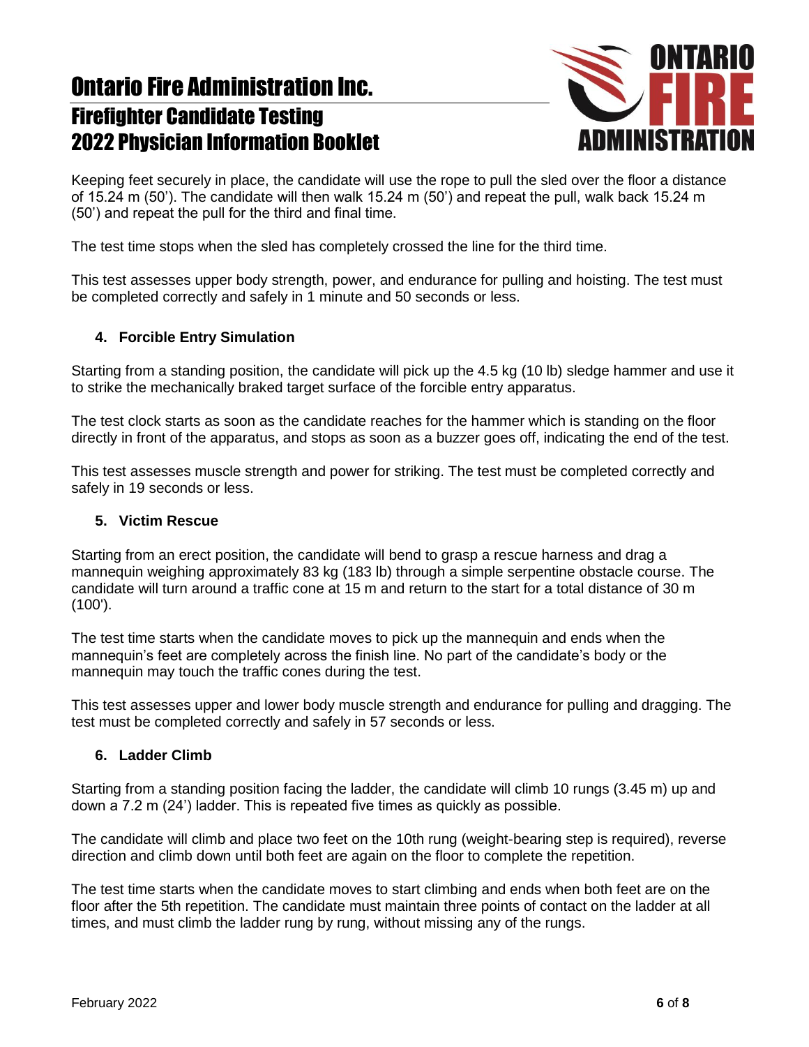Keeping feet securely in place, the candidate will use the rope to pull the sled over the floor a distance of 15.24 m (50'). The candidate will then walk 15.24 m (50') and repeat the pull, walk back 15.24 m (50') and repeat the pull for the third and final time.

The test time stops when the sled has completely crossed the line for the third time.

This test assesses upper body strength, power, and endurance for pulling and hoisting. The test must be completed correctly and safely in 1 minute and 50 seconds or less.

### 4. Forcible Entry Simulation

Starting from a standing position, the candidate will pick up the 4.5 kg (10 lb) sledge hammer and use it to strike the mechanically braked target surface of the forcible entry apparatus.

The test clock starts as soon as the candidate reaches for the hammer which is standing on the floor directly in front of the apparatus, and stops as soon as a buzzer goes off, indicating the end of the test.

This test assesses muscle strength and power for striking. The test must be completed correctly and safely in 19 seconds or less.

### 5. Victim Rescue

Starting from an erect position, the candidate will bend to grasp a rescue harness and drag a mannequin weighing approximately 83 kg (183 lb) through a simple serpentine obstacle course. The candidate will turn around a traffic cone at 15 m and return to the start for a total distance of 30 m (100').

The test time starts when the candidate moves to pick up the mannequin and ends when the mannequin's feet are completely across the finish line. No part of the candidate's body or the mannequin may touch the traffic cones during the test.

This test assesses upper and lower body muscle strength and endurance for pulling and dragging. The test must be completed correctly and safely in 57 seconds or less.

### 6. Ladder Climb

Starting from a standing position facing the ladder, the candidate will climb 10 rungs (3.45 m) up and down a 7.2 m (24') ladder. This is repeated five times as quickly as possible.

The candidate will climb and place two feet on the 10th rung (weight-bearing step is required), reverse direction and climb down until both feet are again on the floor to complete the repetition.

The test time starts when the candidate moves to start climbing and ends when both feet are on the floor after the 5th repetition. The candidate must maintain three points of contact on the ladder at all times, and must climb the ladder rung by rung, without missing any of the rungs.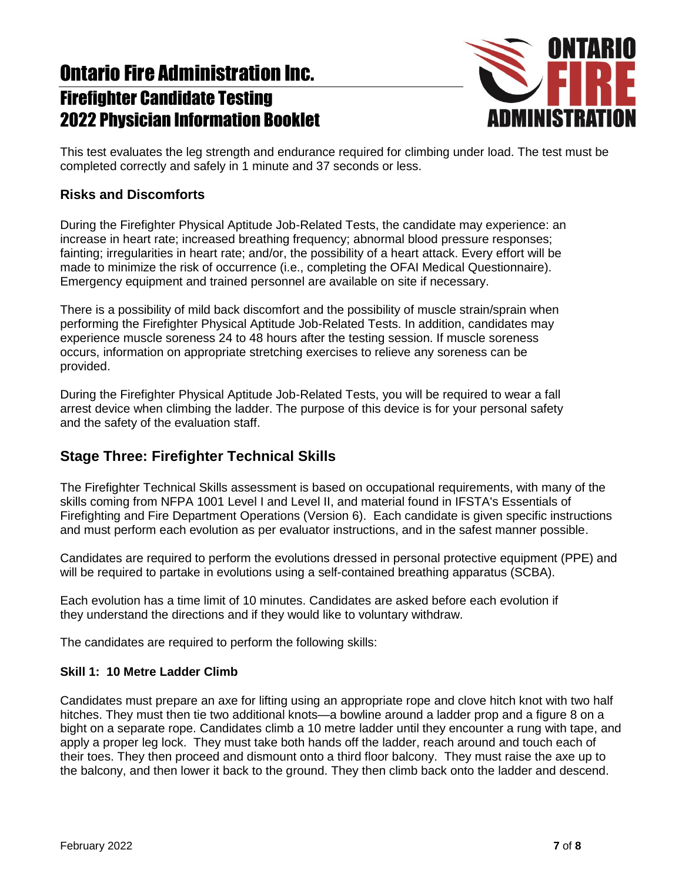This test evaluates the leg strength and endurance required for climbing under load. The test must be completed correctly and safely in 1 minute and 37 seconds or less.

### Risks and Discomforts

During the Firefighter Physical Aptitude Job-Related Tests, the candidate may experience: an increase in heart rate; increased breathing frequency; abnormal blood pressure responses; fainting; irregularities in heart rate; and/or, the possibility of a heart attack. Every effort will be made to minimize the risk of occurrence (i.e., completing the OFAI Medical Questionnaire). Emergency equipment and trained personnel are available on site if necessary.

There is a possibility of mild back discomfort and the possibility of muscle strain/sprain when performing the Firefighter Physical Aptitude Job-Related Tests. In addition, candidates may experience muscle soreness 24 to 48 hours after the testing session. If muscle soreness occurs, information on appropriate stretching exercises to relieve any soreness can be provided.

During the Firefighter Physical Aptitude Job-Related Tests, you will be required to wear a fall arrest device when climbing the ladder. The purpose of this device is for your personal safety and the safety of the evaluation staff.

## Stage Three: Firefighter Technical Skills

The Firefighter Technical Skills assessment is based on occupational requirements, with many of the skills coming from NFPA 1001 Level I and Level II, and material found in IFSTA's Essentials of Firefighting and Fire Department Operations (Version 6). Each candidate is given specific instructions and must perform each evolution as per evaluator instructions, and in the safest manner possible.

Candidates are required to perform the evolutions dressed in personal protective equipment (PPE) and will be required to partake in evolutions using a self-contained breathing apparatus (SCBA).

Each evolution has a time limit of 10 minutes. Candidates are asked before each evolution if they understand the directions and if they would like to voluntary withdraw.

The candidates are required to perform the following skills:

#### Skill 1: 10 Metre Ladder Climb

Candidates must prepare an axe for lifting using an appropriate rope and clove hitch knot with two half hitches. They must then tie two additional knots—a bowline around a ladder prop and a figure 8 on a bight on a separate rope. Candidates climb a 10 metre ladder until they encounter a rung with tape, and apply a proper leg lock. They must take both hands off the ladder, reach around and touch each of their toes. They then proceed and dismount onto a third floor balcony. They must raise the axe up to the balcony, and then lower it back to the ground. They then climb back onto the ladder and descend.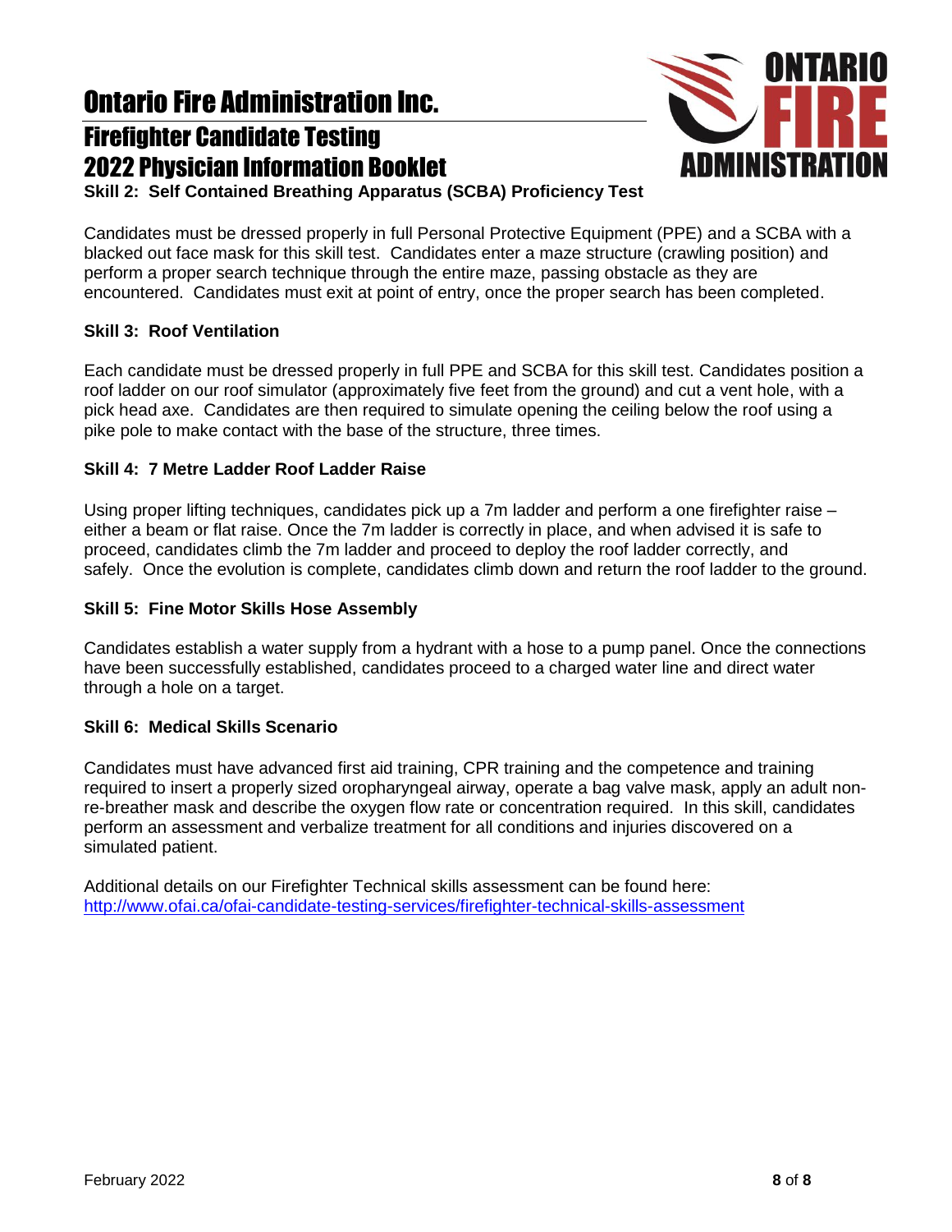**Skill 2: Self Contained Breathing Apparatus (SCBA) Proficiency Test**

Candidates must be dressed properly in full Personal Protective Equipment (PPE) and a SCBA with a blacked out face mask for this skill test. Candidates enter a maze structure (crawling position) and perform a proper search technique through the entire maze, passing obstacle as they are encountered. Candidates must exit at point of entry, once the proper search has been completed.

**Skill 3: Roof Ventilation**

Each candidate must be dressed properly in full PPE and SCBA for this skill test. Candidates position a roof ladder on our roof simulator (approximately five feet from the ground) and cut a vent hole, with a pick head axe. Candidates are then required to simulate opening the ceiling below the roof using a pike pole to make contact with the base of the structure, three times.

**Skill 4: 7 Metre Ladder Roof Ladder Raise**

Using proper lifting techniques, candidates pick up a 7m ladder and perform a one firefighter raise – either a beam or flat raise. Once the 7m ladder is correctly in place, and when advised it is safe to proceed, candidates climb the 7m ladder and proceed to deploy the roof ladder correctly, and safely. Once the evolution is complete, candidates climb down and return the roof ladder to the ground.

**Skill 5: Fine Motor Skills Hose Assembly**

Candidates establish a water supply from a hydrant with a hose to a pump panel. Once the connections have been successfully established, candidates proceed to a charged water line and direct water through a hole on a target.

**Skill 6: Medical Skills Scenario**

Candidates must have advanced first aid training, CPR training and the competence and training required to insert a properly sized oropharyngeal airway, operate a bag valve mask, apply an adult non-re-breather mask and describe the oxygen flow rate or concentration required. In this skill, candidates perform an assessment and verbalize treatment for all conditions and injuries discovered on a simulated patient.

Additional details on our Firefighter Technical skills assessment can be found here: http://www.ofai.ca/ofai-candidate-testing-services/firefighter-technical-skills-assessment